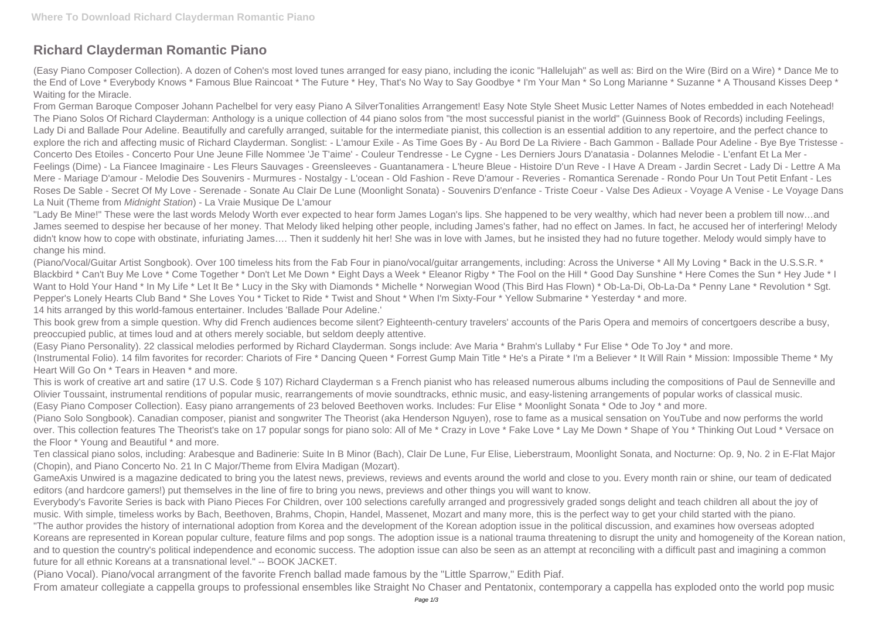# Richard Clayderman Romantic Piano

(Easy Piano Composer Collection). A dozen of Cohen's most loved tunes arranged for easy piano, including the iconic "Hallelujah" as well as: Bird on the Wire (Bird on a Wire) * Dance Me to the End of Love * Everybody Knows * Famous Blue Raincoat * The Future * Hey, That's No Way to Say Goodbye * I'm Your Man * So Long Marianne * Suzanne * A Thousand Kisses Deep * Waiting for the Miracle.

From German Baroque Composer Johann Pachelbel for very easy Piano A SilverTonalities Arrangement! Easy Note Style Sheet Music Letter Names of Notes embedded in each Notehead! The Piano Solos Of Richard Clayderman: Anthology is a unique collection of 44 piano solos from "the most successful pianist in the world" (Guinness Book of Records) including Feelings, Lady Di and Ballade Pour Adeline. Beautifully and carefully arranged, suitable for the intermediate pianist, this collection is an essential addition to any repertoire, and the perfect chance to explore the rich and affecting music of Richard Clayderman. Songlist: - L'amour Exile - As Time Goes By - Au Bord De La Riviere - Bach Gammon - Ballade Pour Adeline - Bye Bye Tristesse - Concerto Des Etoiles - Concerto Pour Une Jeune Fille Nommee 'Je T'aime' - Couleur Tendresse - Le Cygne - Les Derniers Jours D'anatasia - Dolannes Melodie - L'enfant Et La Mer - Feelings (Dime) - La Fiancee Imaginaire - Les Fleurs Sauvages - Greensleeves - Guantanamera - L'heure Bleue - Histoire D'un Reve - I Have A Dream - Jardin Secret - Lady Di - Lettre A Ma Mere - Mariage D'amour - Melodie Des Souvenirs - Murmures - Nostalgy - L'ocean - Old Fashion - Reve D'amour - Reveries - Romantica Serenade - Rondo Pour Un Tout Petit Enfant - Les Roses De Sable - Secret Of My Love - Serenade - Sonate Au Clair De Lune (Moonlight Sonata) - Souvenirs D'enfance - Triste Coeur - Valse Des Adieux - Voyage A Venise - Le Voyage Dans La Nuit (Theme from *Midnight Station*) - La Vraie Musique De L'amour

"Lady Be Mine!" These were the last words Melody Worth ever expected to hear form James Logan's lips. She happened to be very wealthy, which had never been a problem till now…and James seemed to despise her because of her money. That Melody liked helping other people, including James's father, had no effect on James. In fact, he accused her of interfering! Melody didn't know how to cope with obstinate, infuriating James…. Then it suddenly hit her! She was in love with James, but he insisted they had no future together. Melody would simply have to change his mind.

(Piano/Vocal/Guitar Artist Songbook). Over 100 timeless hits from the Fab Four in piano/vocal/guitar arrangements, including: Across the Universe * All My Loving * Back in the U.S.S.R. * Blackbird * Can't Buy Me Love * Come Together * Don't Let Me Down * Eight Days a Week * Eleanor Rigby * The Fool on the Hill * Good Day Sunshine * Here Comes the Sun * Hey Jude * I Want to Hold Your Hand * In My Life * Let It Be * Lucy in the Sky with Diamonds * Michelle * Norwegian Wood (This Bird Has Flown) * Ob-La-Di, Ob-La-Da * Penny Lane * Revolution * Sgt. Pepper's Lonely Hearts Club Band * She Loves You * Ticket to Ride * Twist and Shout * When I'm Sixty-Four * Yellow Submarine * Yesterday * and more.

14 hits arranged by this world-famous entertainer. Includes 'Ballade Pour Adeline.'

This book grew from a simple question. Why did French audiences become silent? Eighteenth-century travelers' accounts of the Paris Opera and memoirs of concertgoers describe a busy, preoccupied public, at times loud and at others merely sociable, but seldom deeply attentive.

(Easy Piano Personality). 22 classical melodies performed by Richard Clayderman. Songs include: Ave Maria * Brahm's Lullaby * Fur Elise * Ode To Joy * and more.

(Instrumental Folio). 14 film favorites for recorder: Chariots of Fire * Dancing Queen * Forrest Gump Main Title * He's a Pirate * I'm a Believer * It Will Rain * Mission: Impossible Theme * My Heart Will Go On * Tears in Heaven * and more.

This is work of creative art and satire (17 U.S. Code § 107) Richard Clayderman s a French pianist who has released numerous albums including the compositions of Paul de Senneville and Olivier Toussaint, instrumental renditions of popular music, rearrangements of movie soundtracks, ethnic music, and easy-listening arrangements of popular works of classical music.

(Easy Piano Composer Collection). Easy piano arrangements of 23 beloved Beethoven works. Includes: Fur Elise * Moonlight Sonata * Ode to Joy * and more.

(Piano Solo Songbook). Canadian composer, pianist and songwriter The Theorist (aka Henderson Nguyen), rose to fame as a musical sensation on YouTube and now performs the world over. This collection features The Theorist's take on 17 popular songs for piano solo: All of Me * Crazy in Love * Fake Love * Lay Me Down * Shape of You * Thinking Out Loud * Versace on the Floor * Young and Beautiful * and more.

Ten classical piano solos, including: Arabesque and Badinerie: Suite In B Minor (Bach), Clair De Lune, Fur Elise, Lieberstraum, Moonlight Sonata, and Nocturne: Op. 9, No. 2 in E-Flat Major (Chopin), and Piano Concerto No. 21 In C Major/Theme from Elvira Madigan (Mozart).

GameAxis Unwired is a magazine dedicated to bring you the latest news, previews, reviews and events around the world and close to you. Every month rain or shine, our team of dedicated editors (and hardcore gamers!) put themselves in the line of fire to bring you news, previews and other things you will want to know.

Everybody's Favorite Series is back with Piano Pieces For Children, over 100 selections carefully arranged and progressively graded songs delight and teach children all about the joy of music. With simple, timeless works by Bach, Beethoven, Brahms, Chopin, Handel, Massenet, Mozart and many more, this is the perfect way to get your child started with the piano.

"The author provides the history of international adoption from Korea and the development of the Korean adoption issue in the political discussion, and examines how overseas adopted Koreans are represented in Korean popular culture, feature films and pop songs. The adoption issue is a national trauma threatening to disrupt the unity and homogeneity of the Korean nation, and to question the country's political independence and economic success. The adoption issue can also be seen as an attempt at reconciling with a difficult past and imagining a common future for all ethnic Koreans at a transnational level." -- BOOK JACKET.

(Piano Vocal). Piano/vocal arrangment of the favorite French ballad made famous by the "Little Sparrow," Edith Piaf.

From amateur collegiate a cappella groups to professional ensembles like Straight No Chaser and Pentatonix, contemporary a cappella has exploded onto the world pop music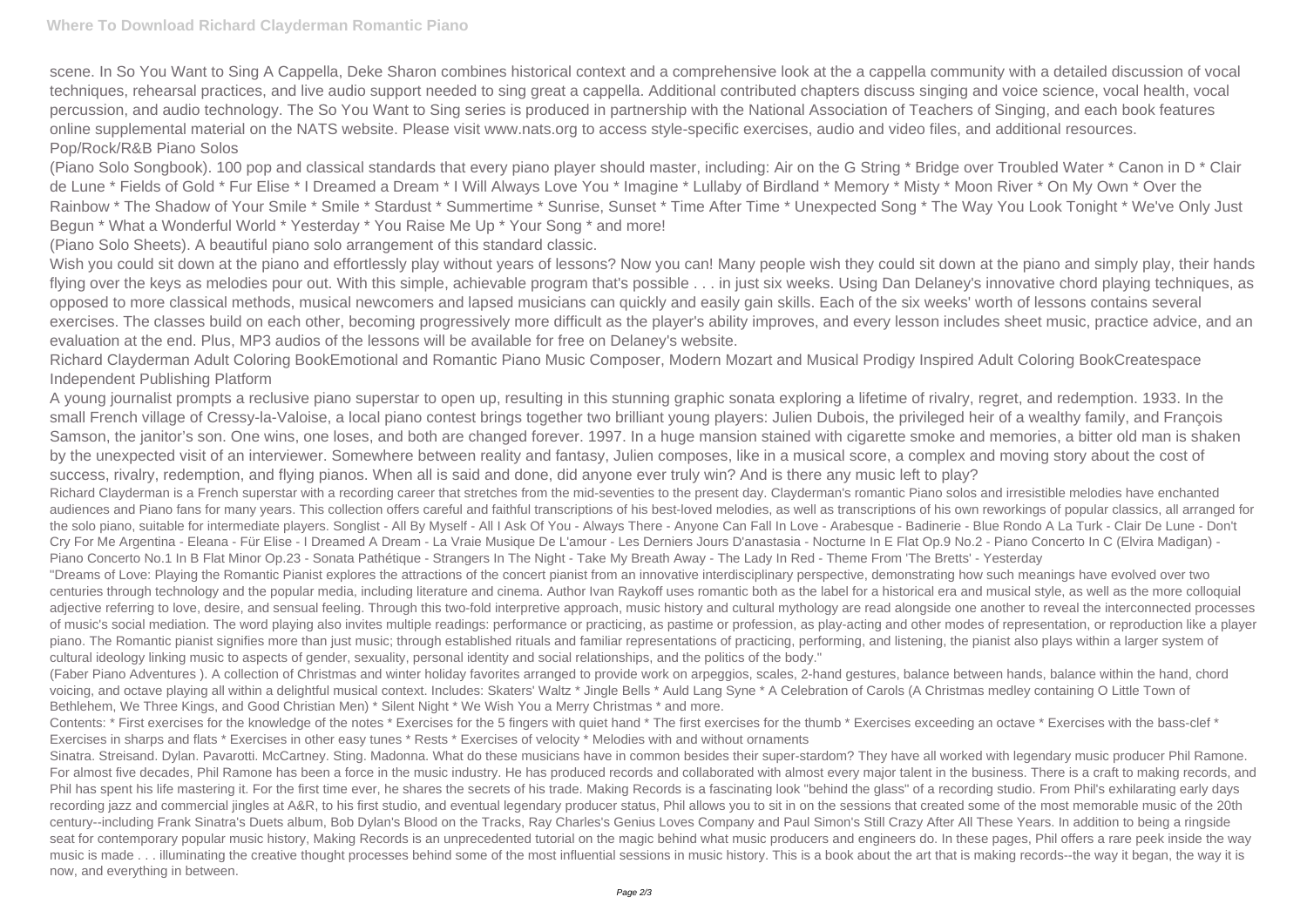scene. In So You Want to Sing A Cappella, Deke Sharon combines historical context and a comprehensive look at the a cappella community with a detailed discussion of vocal techniques, rehearsal practices, and live audio support needed to sing great a cappella. Additional contributed chapters discuss singing and voice science, vocal health, vocal percussion, and audio technology. The So You Want to Sing series is produced in partnership with the National Association of Teachers of Singing, and each book features online supplemental material on the NATS website. Please visit www.nats.org to access style-specific exercises, audio and video files, and additional resources.

Pop/Rock/R&B Piano Solos

(Piano Solo Songbook). 100 pop and classical standards that every piano player should master, including: Air on the G String * Bridge over Troubled Water * Canon in D * Clair de Lune * Fields of Gold * Fur Elise * I Dreamed a Dream * I Will Always Love You * Imagine * Lullaby of Birdland * Memory * Misty * Moon River * On My Own * Over the Rainbow * The Shadow of Your Smile * Smile * Stardust * Summertime * Sunrise, Sunset * Time After Time * Unexpected Song * The Way You Look Tonight * We've Only Just Begun * What a Wonderful World * Yesterday * You Raise Me Up * Your Song * and more!

(Piano Solo Sheets). A beautiful piano solo arrangement of this standard classic.

Wish you could sit down at the piano and effortlessly play without years of lessons? Now you can! Many people wish they could sit down at the piano and simply play, their hands flying over the keys as melodies pour out. With this simple, achievable program that's possible . . . in just six weeks. Using Dan Delaney's innovative chord playing techniques, as opposed to more classical methods, musical newcomers and lapsed musicians can quickly and easily gain skills. Each of the six weeks' worth of lessons contains several exercises. The classes build on each other, becoming progressively more difficult as the player's ability improves, and every lesson includes sheet music, practice advice, and an evaluation at the end. Plus, MP3 audios of the lessons will be available for free on Delaney's website.

Richard Clayderman Adult Coloring BookEmotional and Romantic Piano Music Composer, Modern Mozart and Musical Prodigy Inspired Adult Coloring BookCreatespace Independent Publishing Platform

A young journalist prompts a reclusive piano superstar to open up, resulting in this stunning graphic sonata exploring a lifetime of rivalry, regret, and redemption. 1933. In the small French village of Cressy-la-Valoise, a local piano contest brings together two brilliant young players: Julien Dubois, the privileged heir of a wealthy family, and François Samson, the janitor's son. One wins, one loses, and both are changed forever. 1997. In a huge mansion stained with cigarette smoke and memories, a bitter old man is shaken by the unexpected visit of an interviewer. Somewhere between reality and fantasy, Julien composes, like in a musical score, a complex and moving story about the cost of success, rivalry, redemption, and flying pianos. When all is said and done, did anyone ever truly win? And is there any music left to play?

Richard Clayderman is a French superstar with a recording career that stretches from the mid-seventies to the present day. Clayderman's romantic Piano solos and irresistible melodies have enchanted audiences and Piano fans for many years. This collection offers careful and faithful transcriptions of his best-loved melodies, as well as transcriptions of his own reworkings of popular classics, all arranged for the solo piano, suitable for intermediate players. Songlist - All By Myself - All I Ask Of You - Always There - Anyone Can Fall In Love - Arabesque - Badinerie - Blue Rondo A La Turk - Clair De Lune - Don't Cry For Me Argentina - Eleana - Für Elise - I Dreamed A Dream - La Vraie Musique De L'amour - Les Derniers Jours D'anastasia - Nocturne In E Flat Op.9 No.2 - Piano Concerto In C (Elvira Madigan) - Piano Concerto No.1 In B Flat Minor Op.23 - Sonata Pathétique - Strangers In The Night - Take My Breath Away - The Lady In Red - Theme From 'The Bretts' - Yesterday

"Dreams of Love: Playing the Romantic Pianist explores the attractions of the concert pianist from an innovative interdisciplinary perspective, demonstrating how such meanings have evolved over two centuries through technology and the popular media, including literature and cinema. Author Ivan Raykoff uses romantic both as the label for a historical era and musical style, as well as the more colloquial adjective referring to love, desire, and sensual feeling. Through this two-fold interpretive approach, music history and cultural mythology are read alongside one another to reveal the interconnected processes of music's social mediation. The word playing also invites multiple readings: performance or practicing, as pastime or profession, as play-acting and other modes of representation, or reproduction like a player piano. The Romantic pianist signifies more than just music; through established rituals and familiar representations of practicing, performing, and listening, the pianist also plays within a larger system of cultural ideology linking music to aspects of gender, sexuality, personal identity and social relationships, and the politics of the body."

(Faber Piano Adventures ). A collection of Christmas and winter holiday favorites arranged to provide work on arpeggios, scales, 2-hand gestures, balance between hands, balance within the hand, chord voicing, and octave playing all within a delightful musical context. Includes: Skaters' Waltz * Jingle Bells * Auld Lang Syne * A Celebration of Carols (A Christmas medley containing O Little Town of Bethlehem, We Three Kings, and Good Christian Men) * Silent Night * We Wish You a Merry Christmas * and more.

Contents: * First exercises for the knowledge of the notes * Exercises for the 5 fingers with quiet hand * The first exercises for the thumb * Exercises exceeding an octave * Exercises with the bass-clef * Exercises in sharps and flats * Exercises in other easy tunes * Rests * Exercises of velocity * Melodies with and without ornaments

Sinatra. Streisand. Dylan. Pavarotti. McCartney. Sting. Madonna. What do these musicians have in common besides their super-stardom? They have all worked with legendary music producer Phil Ramone. For almost five decades, Phil Ramone has been a force in the music industry. He has produced records and collaborated with almost every major talent in the business. There is a craft to making records, and Phil has spent his life mastering it. For the first time ever, he shares the secrets of his trade. Making Records is a fascinating look "behind the glass" of a recording studio. From Phil's exhilarating early days recording jazz and commercial jingles at A&R, to his first studio, and eventual legendary producer status, Phil allows you to sit in on the sessions that created some of the most memorable music of the 20th century--including Frank Sinatra's Duets album, Bob Dylan's Blood on the Tracks, Ray Charles's Genius Loves Company and Paul Simon's Still Crazy After All These Years. In addition to being a ringside seat for contemporary popular music history, Making Records is an unprecedented tutorial on the magic behind what music producers and engineers do. In these pages, Phil offers a rare peek inside the way music is made . . . illuminating the creative thought processes behind some of the most influential sessions in music history. This is a book about the art that is making records--the way it began, the way it is now, and everything in between.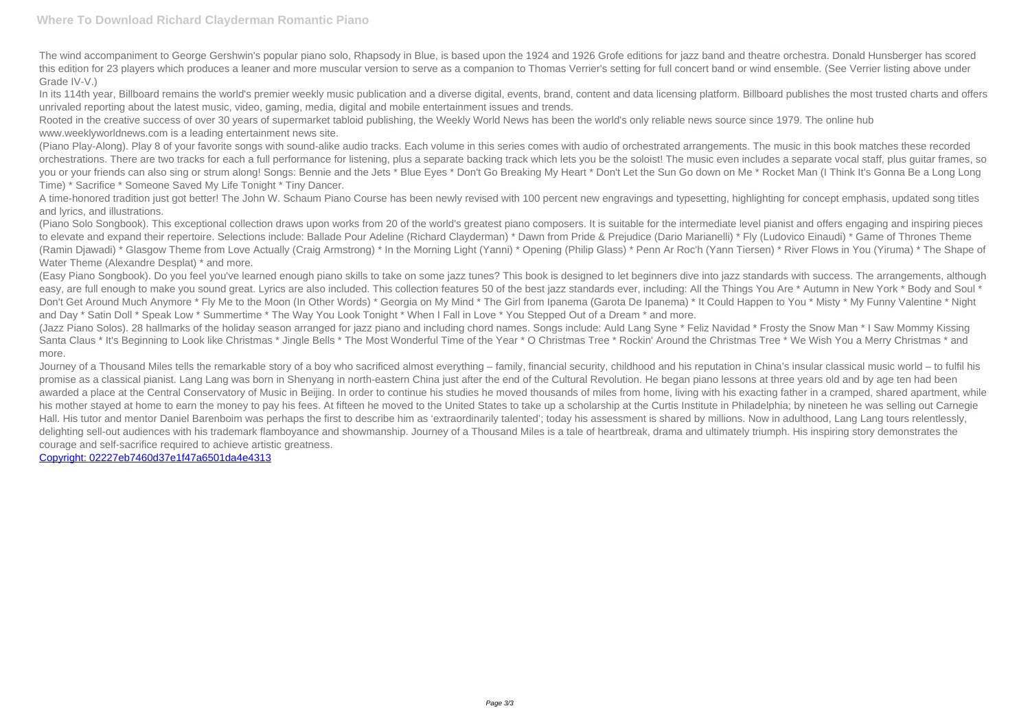The wind accompaniment to George Gershwin's popular piano solo, Rhapsody in Blue, is based upon the 1924 and 1926 Grofe editions for jazz band and theatre orchestra. Donald Hunsberger has scored this edition for 23 players which produces a leaner and more muscular version to serve as a companion to Thomas Verrier's setting for full concert band or wind ensemble. (See Verrier listing above under Grade IV-V.)

In its 114th year, Billboard remains the world's premier weekly music publication and a diverse digital, events, brand, content and data licensing platform. Billboard publishes the most trusted charts and offers unrivaled reporting about the latest music, video, gaming, media, digital and mobile entertainment issues and trends.

Rooted in the creative success of over 30 years of supermarket tabloid publishing, the Weekly World News has been the world's only reliable news source since 1979. The online hub www.weeklyworldnews.com is a leading entertainment news site.

(Piano Play-Along). Play 8 of your favorite songs with sound-alike audio tracks. Each volume in this series comes with audio of orchestrated arrangements. The music in this book matches these recorded orchestrations. There are two tracks for each a full performance for listening, plus a separate backing track which lets you be the soloist! The music even includes a separate vocal staff, plus guitar frames, so you or your friends can also sing or strum along! Songs: Bennie and the Jets * Blue Eyes * Don't Go Breaking My Heart * Don't Let the Sun Go down on Me * Rocket Man (I Think It's Gonna Be a Long Long Time) * Sacrifice * Someone Saved My Life Tonight * Tiny Dancer.

A time-honored tradition just got better! The John W. Schaum Piano Course has been newly revised with 100 percent new engravings and typesetting, highlighting for concept emphasis, updated song titles and lyrics, and illustrations.

(Piano Solo Songbook). This exceptional collection draws upon works from 20 of the world's greatest piano composers. It is suitable for the intermediate level pianist and offers engaging and inspiring pieces to elevate and expand their repertoire. Selections include: Ballade Pour Adeline (Richard Clayderman) * Dawn from Pride & Prejudice (Dario Marianelli) * Fly (Ludovico Einaudi) * Game of Thrones Theme (Ramin Djawadi) * Glasgow Theme from Love Actually (Craig Armstrong) * In the Morning Light (Yanni) * Opening (Philip Glass) * Penn Ar Roc'h (Yann Tiersen) * River Flows in You (Yiruma) * The Shape of Water Theme (Alexandre Desplat) * and more.

(Easy Piano Songbook). Do you feel you've learned enough piano skills to take on some jazz tunes? This book is designed to let beginners dive into jazz standards with success. The arrangements, although easy, are full enough to make you sound great. Lyrics are also included. This collection features 50 of the best jazz standards ever, including: All the Things You Are * Autumn in New York * Body and Soul * Don't Get Around Much Anymore * Fly Me to the Moon (In Other Words) * Georgia on My Mind * The Girl from Ipanema (Garota De Ipanema) * It Could Happen to You * Misty * My Funny Valentine * Night and Day * Satin Doll * Speak Low * Summertime * The Way You Look Tonight * When I Fall in Love * You Stepped Out of a Dream * and more.

(Jazz Piano Solos). 28 hallmarks of the holiday season arranged for jazz piano and including chord names. Songs include: Auld Lang Syne * Feliz Navidad * Frosty the Snow Man * I Saw Mommy Kissing Santa Claus * It's Beginning to Look like Christmas * Jingle Bells * The Most Wonderful Time of the Year * O Christmas Tree * Rockin' Around the Christmas Tree * We Wish You a Merry Christmas * and more.

Journey of a Thousand Miles tells the remarkable story of a boy who sacrificed almost everything – family, financial security, childhood and his reputation in China's insular classical music world – to fulfil his promise as a classical pianist. Lang Lang was born in Shenyang in north-eastern China just after the end of the Cultural Revolution. He began piano lessons at three years old and by age ten had been awarded a place at the Central Conservatory of Music in Beijing. In order to continue his studies he moved thousands of miles from home, living with his exacting father in a cramped, shared apartment, while his mother stayed at home to earn the money to pay his fees. At fifteen he moved to the United States to take up a scholarship at the Curtis Institute in Philadelphia; by nineteen he was selling out Carnegie Hall. His tutor and mentor Daniel Barenboim was perhaps the first to describe him as 'extraordinarily talented'; today his assessment is shared by millions. Now in adulthood, Lang Lang tours relentlessly, delighting sell-out audiences with his trademark flamboyance and showmanship. Journey of a Thousand Miles is a tale of heartbreak, drama and ultimately triumph. His inspiring story demonstrates the courage and self-sacrifice required to achieve artistic greatness.

Copyright: 02227eb7460d37e1f47a6501da4e4313